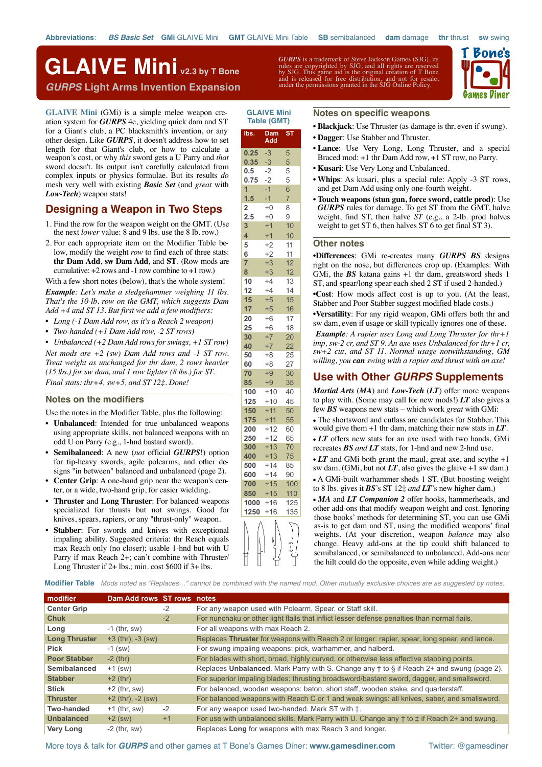Abbreviations: *BS* *Basic Set* GMi GLAIVE Mini GMT GLAIVE Mini Table SB semibalanced dam damage thr thrust sw swing

# GLAIVE Mini v2.3 by T Bone

## *GURPS* Light Arms Invention Expansion

*GURPS* is a trademark of Steve Jackson Games (SJG), its rules are copyrighted by SJG, and all rights are reserved by SJG. This game aid is the original creation of T Bone and is released for free distribution, and not for resale, under the permissions granted in the SJG Online Policy.

**GLAIVE Mini** (GMi) is a simple melee weapon creation system for ***GURPS*** 4e, yielding quick dam and ST for a Giant's club, a PC blacksmith's invention, or any other design. Like ***GURPS***, it doesn't address how to set length for that Giant's club, or how to calculate a weapon's cost, or why *this* sword gets a U Parry and *that* sword doesn't. Its output isn't carefully calculated from complex inputs or physics formulae. But its results *do* mesh very well with existing ***Basic Set*** (and *great* with ***Low-Tech***) weapon stats!

## Designing a Weapon in Two Steps

1. Find the row for the weapon weight on the GMT. (Use the next *lower* value: 8 and 9 lbs. use the 8 lb. row.)
2. For each appropriate item on the Modifier Table below, modify the weight *row* to find each of three stats: **thr Dam Add**, **sw Dam Add**, and **ST**. (Row mods are cumulative: +2 rows and -1 row combine to +1 row.)

With a few short notes (below), that's the whole system!

***Example****: Let's make a sledgehammer weighing 11 lbs. That's the 10-lb. row on the GMT, which suggests Dam Add +4 and ST 13. But first we add a few modifiers:*

- *Long (-1 Dam Add row, as it's a Reach 2 weapon)*
- *Two-handed (+1 Dam Add row, -2 ST rows)*
- *Unbalanced (+2 Dam Add rows for swings, +1 ST row)*

*Net mods are +2 (sw) Dam Add rows and -1 ST row. Treat weight as unchanged for thr Dam, 2 rows heavier (15 lbs.) for sw dam, and 1 row lighter (8 lbs.) for ST. Final stats: thr+4, sw+5, and ST 12‡. Done!*

### Notes on the modifiers

Use the notes in the Modifier Table, plus the following:

- **Unbalanced**: Intended for true unbalanced weapons using appropriate skills, not balanced weapons with an odd U on Parry (e.g., 1-hnd bastard sword).
- **Semibalanced**: A new (*not* official ***GURPS***!) option for tip-heavy swords, light polearms, and other designs "in between" balanced and unbalanced (page 2).
- **Center Grip**: A one-hand grip near the weapon's center, or a wide, two-hand grip, for great wielding.
- **Thruster** and **Long Thruster**: For balanced weapons specialized for thrusts but not swings. Good for knives, spears, rapiers, or any "thrust-only" weapon.
- **Stabber**: For swords and knives with exceptional impaling ability. Suggested criteria: thr Reach equals max Reach only (no closer); usable 1-hnd but with U Parry if max Reach 2+; can't combine with Thruster/Long Thruster if 2+ lbs.; min. cost $600 if 3+ lbs.

### GLAIVE Mini Table (GMT)

| lbs. | Dam Add | ST |
|---|---|---|
| 0.25 | -3 | 5 |
| 0.35 | -3 | 5 |
| 0.5 | -2 | 5 |
| 0.75 | -2 | 5 |
| 1 | -1 | 6 |
| 1.5 | -1 | 7 |
| 2 | +0 | 8 |
| 2.5 | +0 | 9 |
| 3 | +1 | 10 |
| 4 | +1 | 10 |
| 5 | +2 | 11 |
| 6 | +2 | 11 |
| 7 | +3 | 12 |
| 8 | +3 | 12 |
| 10 | +4 | 13 |
| 12 | +4 | 14 |
| 15 | +5 | 15 |
| 17 | +5 | 16 |
| 20 | +6 | 17 |
| 25 | +6 | 18 |
| 30 | +7 | 20 |
| 40 | +7 | 22 |
| 50 | +8 | 25 |
| 60 | +8 | 27 |
| 70 | +9 | 30 |
| 85 | +9 | 35 |
| 100 | +10 | 40 |
| 125 | +10 | 45 |
| 150 | +11 | 50 |
| 175 | +11 | 55 |
| 200 | +12 | 60 |
| 250 | +12 | 65 |
| 300 | +13 | 70 |
| 400 | +13 | 75 |
| 500 | +14 | 85 |
| 600 | +14 | 90 |
| 700 | +15 | 100 |
| 850 | +15 | 110 |
| 1000 | +16 | 125 |
| 1250 | +16 | 135 |

### Notes on specific weapons

- **Blackjack**: Use Thruster (as damage is thr, even if swung).
- **Dagger**: Use Stabber and Thruster.
- **Lance**: Use Very Long, Long Thruster, and a special Braced mod: +1 thr Dam Add row, +1 ST row, no Parry.
- **Kusari**: Use Very Long and Unbalanced.
- **Whips**: As kusari, plus a special rule: Apply -3 ST rows, and get Dam Add using only one-fourth weight.
- **Touch weapons (stun gun, force sword, cattle prod)**: Use ***GURPS*** rules for damage. To get ST from the GMT, halve weight, find ST, then halve *ST* (e.g., a 2-lb. prod halves weight to get ST 6, then halves ST 6 to get final ST 3).

### Other notes

•**Differences**: GMi re-creates many ***GURPS BS*** designs right on the nose, but differences crop up. (Examples: With GMi, the ***BS*** katana gains +1 thr dam, greatsword sheds 1 ST, and spear/long spear each shed 2 ST if used 2-handed.)

•**Cost**: How mods affect cost is up to you. (At the least, Stabber and Poor Stabber suggest modified blade costs.)

•**Versatility**: For any rigid weapon, GMi offers both thr and sw dam, even if usage or skill typically ignores one of these.

***Example****: A rapier uses Long and Long Thruster for thr+1 imp, sw-2 cr, and ST 9. An axe uses Unbalanced for thr+1 cr, sw+2 cut, and ST 11. Normal usage notwithstanding, GM willing, you* ***can*** *swing with a rapier and thrust with an axe!*

## Use with Other *GURPS* Supplements

***Martial Arts*** (***MA***) and ***Low-Tech*** (***LT***) offer more weapons to play with. (Some may call for new mods!) ***LT*** also gives a few ***BS*** weapons new stats – which work *great* with GMi:

- The shortsword and cutlass are candidates for Stabber. This would give them +1 thr dam, matching their new stats in ***LT***.
- ***LT*** offers new stats for an axe used with two hands. GMi recreates ***BS*** *and* ***LT*** stats, for 1-hnd and new 2-hnd use.
- ***LT*** and GMi both grant the maul, great axe, and scythe +1 sw dam. (GMi, but not ***LT***, also gives the glaive +1 sw dam.)
- A GMi-built warhammer sheds 1 ST. (But boosting weight to 8 lbs. gives it ***BS***'s ST 12‡ *and* ***LT***'s new higher dam.)
- ***MA*** and ***LT Companion 2*** offer hooks, hammerheads, and other add-ons that modify weapon weight and cost. Ignoring those books' methods for determining ST, you can use GMi as-is to get dam and ST, using the modified weapons' final weights. (At your discretion, weapon *balance* may also change. Heavy add-ons at the tip could shift balanced to semibalanced, or semibalanced to unbalanced. Add-ons near the hilt could do the opposite, even while adding weight.)

### Modifier Table

*Mods noted as "Replaces…" cannot be combined with the named mod. Other mutually exclusive choices are as suggested by notes.*

| modifier | Dam Add rows | ST rows | notes |
|---|---|---|---|
| Center Grip | | -2 | For any weapon used with Polearm, Spear, or Staff skill. |
| Chuk | | -2 | For nunchaku or other light flails that inflict lesser defense penalties than normal flails. |
| Long | -1 (thr, sw) | | For all weapons with max Reach 2. |
| Long Thruster | +3 (thr), -3 (sw) | | Replaces **Thruster** for weapons with Reach 2 or longer: rapier, spear, long spear, and lance. |
| Pick | -1 (sw) | | For swung impaling weapons: pick, warhammer, and halberd. |
| Poor Stabber | -2 (thr) | | For blades with short, broad, highly curved, or otherwise less effective stabbing points. |
| Semibalanced | +1 (sw) | | Replaces **Unbalanced**. Mark Parry with S. Change any † to § if Reach 2+ and swung (page 2). |
| Stabber | +2 (thr) | | For superior impaling blades: thrusting broadsword/bastard sword, dagger, and smallsword. |
| Stick | +2 (thr, sw) | | For balanced, wooden weapons: baton, short staff, wooden stake, and quarterstaff. |
| Thruster | +2 (thr), -2 (sw) | | For balanced weapons with Reach C or 1 and weak swings: all knives, saber, and smallsword. |
| Two-handed | +1 (thr, sw) | -2 | For any weapon used two-handed. Mark ST with †. |
| Unbalanced | +2 (sw) | +1 | For use with unbalanced skills. Mark Parry with U. Change any † to ‡ if Reach 2+ and swung. |
| Very Long | -2 (thr, sw) | | Replaces **Long** for weapons with max Reach 3 and longer. |

More toys & talk for *GURPS* and other games at T Bone's Games Diner: **www.gamesdiner.com** Twitter: @gamesdiner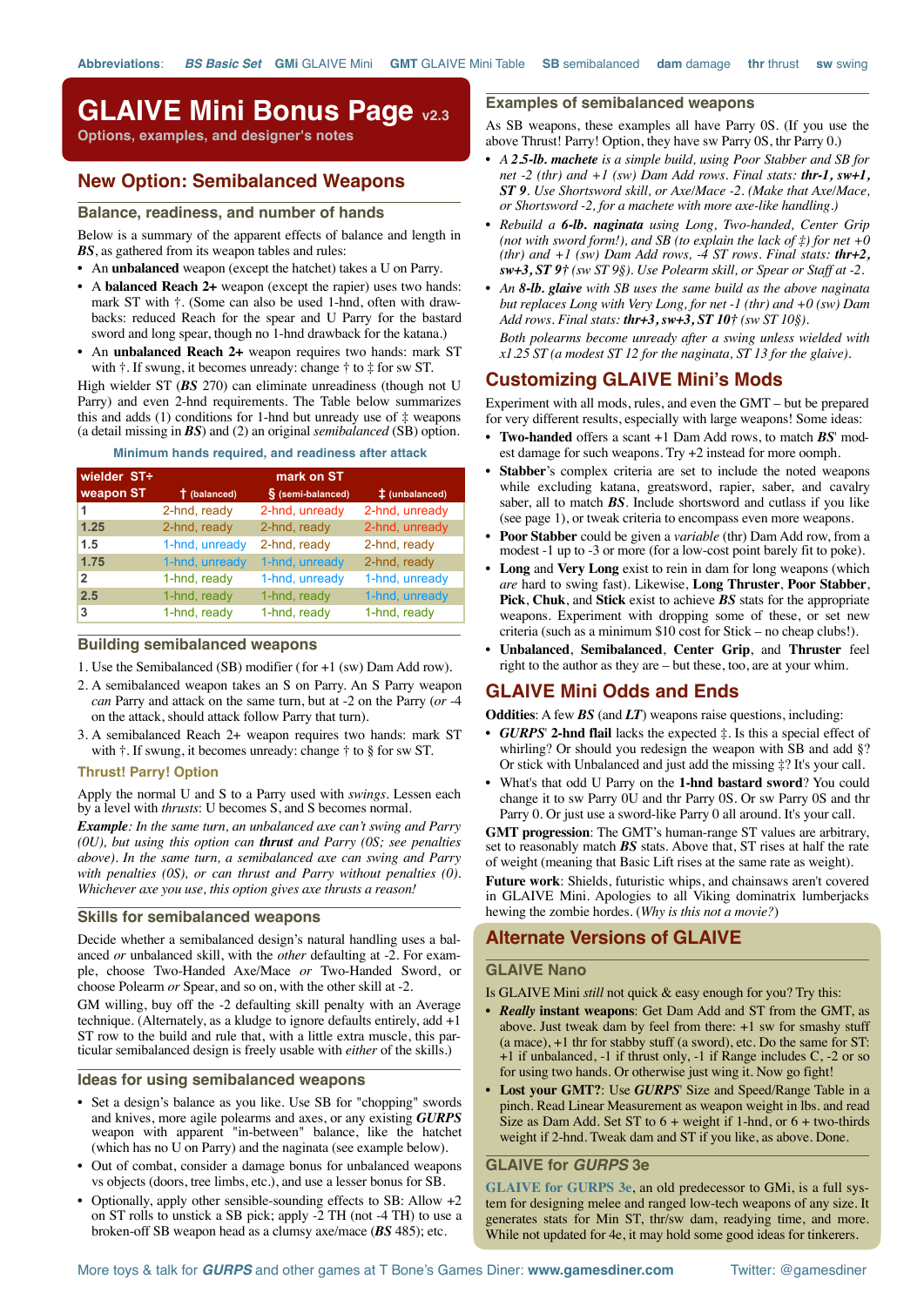**Abbreviations**: ***BS* Basic Set** **GMi** GLAIVE Mini **GMT** GLAIVE Mini Table **SB** semibalanced **dam** damage **thr** thrust **sw** swing

# GLAIVE Mini Bonus Page v2.3

Options, examples, and designer's notes

## New Option: Semibalanced Weapons

### Balance, readiness, and number of hands

Below is a summary of the apparent effects of balance and length in ***BS***, as gathered from its weapon tables and rules:

- An **unbalanced** weapon (except the hatchet) takes a U on Parry.
- A **balanced Reach 2+** weapon (except the rapier) uses two hands: mark ST with †. (Some can also be used 1-hnd, often with drawbacks: reduced Reach for the spear and U Parry for the bastard sword and long spear, though no 1-hnd drawback for the katana.)
- An **unbalanced Reach 2+** weapon requires two hands: mark ST with †. If swung, it becomes unready: change † to ‡ for sw ST.

High wielder ST (***BS*** 270) can eliminate unreadiness (though not U Parry) and even 2-hnd requirements. The Table below summarizes this and adds (1) conditions for 1-hnd but unready use of ‡ weapons (a detail missing in ***BS***) and (2) an original *semibalanced* (SB) option.

**Minimum hands required, and readiness after attack**

| wielder ST÷ weapon ST | mark on ST † (balanced) | § (semi-balanced) | ‡ (unbalanced) |
|---|---|---|---|
| 1 | 2-hnd, ready | 2-hnd, unready | 2-hnd, unready |
| 1.25 | 2-hnd, ready | 2-hnd, ready | 2-hnd, unready |
| 1.5 | 1-hnd, unready | 2-hnd, ready | 2-hnd, unready |
| 1.75 | 1-hnd, unready | 1-hnd, unready | 2-hnd, ready |
| 2 | 1-hnd, ready | 1-hnd, unready | 1-hnd, unready |
| 2.5 | 1-hnd, ready | 1-hnd, ready | 1-hnd, unready |
| 3 | 1-hnd, ready | 1-hnd, ready | 1-hnd, ready |

### Building semibalanced weapons

1. Use the Semibalanced (SB) modifier (for +1 (sw) Dam Add row).
2. A semibalanced weapon takes an S on Parry. An S Parry weapon *can* Parry and attack on the same turn, but at -2 on the Parry (*or* -4 on the attack, should attack follow Parry that turn).
3. A semibalanced Reach 2+ weapon requires two hands: mark ST with †. If swung, it becomes unready: change † to § for sw ST.

#### Thrust! Parry! Option

Apply the normal U and S to a Parry used with *swings*. Lessen each by a level with *thrusts*: U becomes S, and S becomes normal.

***Example****: In the same turn, an unbalanced axe can't swing and Parry (0U), but using this option can* ***thrust*** *and Parry (0S; see penalties above). In the same turn, a semibalanced axe can swing and Parry with penalties (0S), or can thrust and Parry without penalties (0). Whichever axe you use, this option gives axe thrusts a reason!*

### Skills for semibalanced weapons

Decide whether a semibalanced design's natural handling uses a balanced *or* unbalanced skill, with the *other* defaulting at -2. For example, choose Two-Handed Axe/Mace *or* Two-Handed Sword, or choose Polearm *or* Spear, and so on, with the other skill at -2.

GM willing, buy off the -2 defaulting skill penalty with an Average technique. (Alternatively, as a kludge to ignore defaults entirely, add +1 ST row to the build and rule that, with a little extra muscle, this particular semibalanced design is freely usable with *either* of the skills.)

### Ideas for using semibalanced weapons

- Set a design's balance as you like. Use SB for "chopping" swords and knives, more agile polearms and axes, or any existing ***GURPS*** weapon with apparent "in-between" balance, like the hatchet (which has no U on Parry) and the naginata (see example below).
- Out of combat, consider a damage bonus for unbalanced weapons vs objects (doors, tree limbs, etc.), and use a lesser bonus for SB.
- Optionally, apply other sensible-sounding effects to SB: Allow +2 on ST rolls to unstick a SB pick; apply -2 TH (not -4 TH) to use a broken-off SB weapon head as a clumsy axe/mace (***BS*** 485); etc.

### Examples of semibalanced weapons

As SB weapons, these examples all have Parry 0S. (If you use the above Thrust! Parry! Option, they have sw Parry 0S, thr Parry 0.)

- *A* ***2.5-lb. machete*** *is a simple build, using Poor Stabber and SB for net -2 (thr) and +1 (sw) Dam Add rows. Final stats:* ***thr-1, sw+1, ST 9****. Use Shortsword skill, or Axe/Mace -2. (Make that Axe/Mace, or Shortsword -2, for a machete with more axe-like handling.)*
- *Rebuild a* ***6-lb. naginata*** *using Long, Two-handed, Center Grip (not with sword form!), and SB (to explain the lack of ‡) for net +0 (thr) and +1 (sw) Dam Add rows, -4 ST rows. Final stats:* ***thr+2, sw+3, ST 9†*** *(sw ST 9§). Use Polearm skill, or Spear or Staff at -2.*
- *An* ***8-lb. glaive*** *with SB uses the same build as the above naginata but replaces Long with Very Long, for net -1 (thr) and +0 (sw) Dam Add rows. Final stats:* ***thr+3, sw+3, ST 10†*** *(sw ST 10§).*

  *Both polearms become unready after a swing unless wielded with x1.25 ST (a modest ST 12 for the naginata, ST 13 for the glaive).*

## Customizing GLAIVE Mini's Mods

Experiment with all mods, rules, and even the GMT – but be prepared for very different results, especially with large weapons! Some ideas:

- **Two-handed** offers a scant +1 Dam Add rows, to match ***BS***' modest damage for such weapons. Try +2 instead for more oomph.
- **Stabber**'s complex criteria are set to include the noted weapons while excluding katana, greatsword, rapier, saber, and cavalry saber, all to match ***BS***. Include shortsword and cutlass if you like (see page 1), or tweak criteria to encompass even more weapons.
- **Poor Stabber** could be given a *variable* (thr) Dam Add row, from a modest -1 up to -3 or more (for a low-cost point barely fit to poke).
- **Long** and **Very Long** exist to rein in dam for long weapons (which *are* hard to swing fast). Likewise, **Long Thruster**, **Poor Stabber**, **Pick**, **Chuk**, and **Stick** exist to achieve ***BS*** stats for the appropriate weapons. Experiment with dropping some of these, or set new criteria (such as a minimum $10 cost for Stick – no cheap clubs!).
- **Unbalanced**, **Semibalanced**, **Center Grip**, and **Thruster** feel right to the author as they are – but these, too, are at your whim.

## GLAIVE Mini Odds and Ends

**Oddities**: A few ***BS*** (and ***LT***) weapons raise questions, including:

- ***GURPS***' **2-hnd flail** lacks the expected ‡. Is this a special effect of whirling? Or should you redesign the weapon with SB and add §? Or stick with Unbalanced and just add the missing ‡? It's your call.
- What's with that odd U Parry on the **1-hnd bastard sword**? You could change it to sw Parry 0U and thr Parry 0S. Or sw Parry 0S and thr Parry 0. Or just use a sword-like Parry 0 all around. It's your call.

**GMT progression**: The GMT's human-range ST values are arbitrary, set to reasonably match ***BS*** stats. Above that, ST rises at half the rate of weight (meaning that Basic Lift rises at the same rate as weight).

**Future work**: Shields, futuristic whips, and chainsaws aren't covered in GLAIVE Mini. Apologies to all Viking dominatrix lumberjacks hewing the zombie hordes. (*Why is this not a movie?*)

## Alternate Versions of GLAIVE

### GLAIVE Nano

Is GLAIVE Mini *still* not quick & easy enough for you? Try this:

- ***Really*** **instant weapons**: Get Dam Add and ST from the GMT, as above. Just tweak dam by feel from there: +1 sw for smashy stuff (a mace), +1 thr for stabby stuff (a sword), etc. Do the same for ST: +1 if unbalanced, +1 if thrust only, -1 if Range includes C, -2 or so for using two hands. Or otherwise just wing it. Now go fight!
- **Lost your GMT?**: Use ***GURPS***' Size and Speed/Range Table in a pinch. Read Linear Measurement as weapon weight in lbs. and read Size as Dam Add. Set ST to 6 + weight if 1-hnd, or 6 + two-thirds weight if 2-hnd. Tweak dam and ST if you like, as above. Done.

### GLAIVE for *GURPS* 3e

GLAIVE for GURPS 3e, an old predecessor to GMi, is a full system for designing melee and ranged low-tech weapons of any size. It generates stats for Min ST, thr/sw dam, readying time, and more. While not updated for 4e, it may hold some good ideas for tinkerers.

More toys & talk for ***GURPS*** and other games at T Bone's Games Diner: **www.gamesdiner.com** Twitter: @gamesdiner